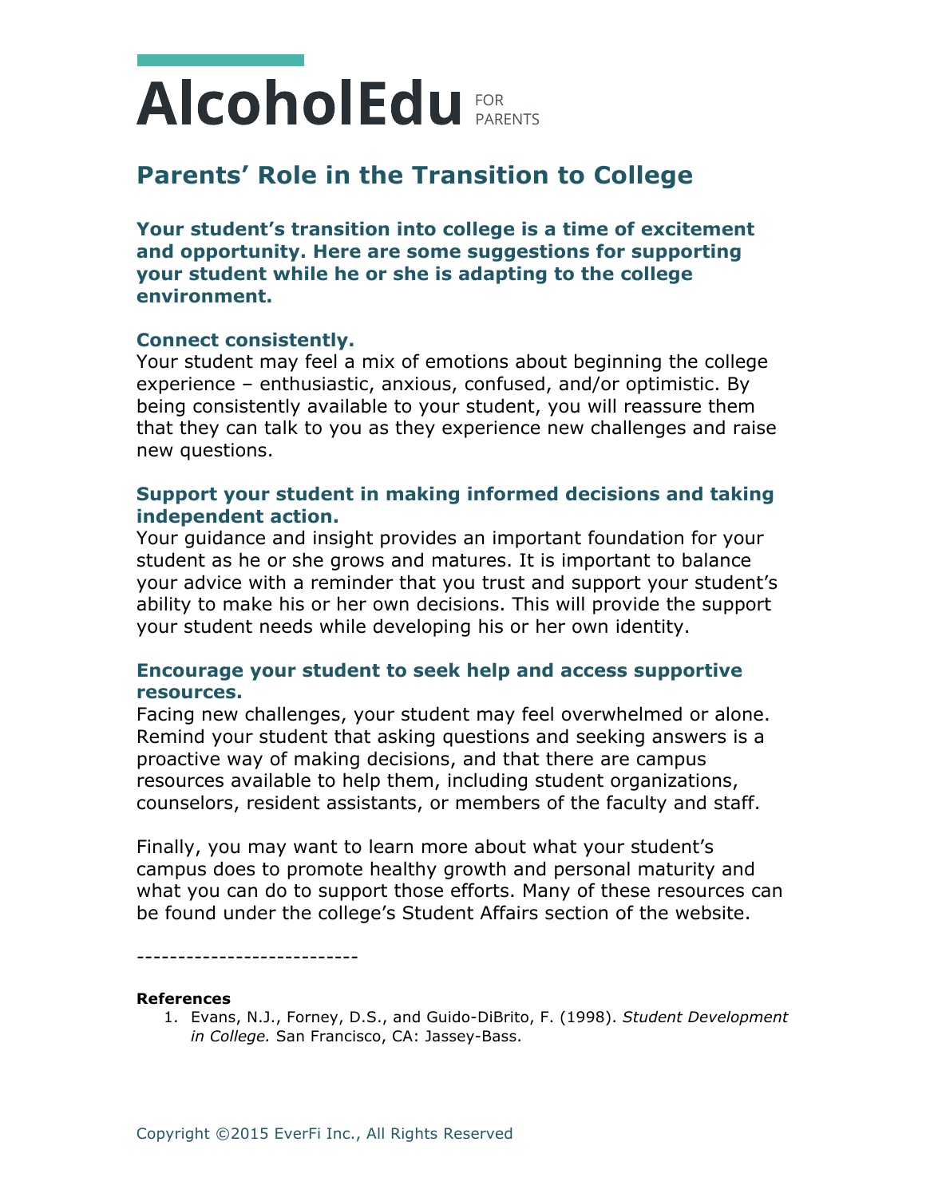# AlcoholEdu FOR PARENTS

## Parents' Role in the Transition to College

**Your student's transition into college is a time of excitement and opportunity. Here are some suggestions for supporting your student while he or she is adapting to the college environment.**

### Connect consistently.

Your student may feel a mix of emotions about beginning the college experience – enthusiastic, anxious, confused, and/or optimistic. By being consistently available to your student, you will reassure them that they can talk to you as they experience new challenges and raise new questions.

### Support your student in making informed decisions and taking independent action.

Your guidance and insight provides an important foundation for your student as he or she grows and matures. It is important to balance your advice with a reminder that you trust and support your student's ability to make his or her own decisions. This will provide the support your student needs while developing his or her own identity.

### Encourage your student to seek help and access supportive resources.

Facing new challenges, your student may feel overwhelmed or alone. Remind your student that asking questions and seeking answers is a proactive way of making decisions, and that there are campus resources available to help them, including student organizations, counselors, resident assistants, or members of the faculty and staff.

Finally, you may want to learn more about what your student's campus does to promote healthy growth and personal maturity and what you can do to support those efforts. Many of these resources can be found under the college's Student Affairs section of the website.

---------------------------

**References**

1. Evans, N.J., Forney, D.S., and Guido-DiBrito, F. (1998). *Student Development in College.* San Francisco, CA: Jassey-Bass.

Copyright ©2015 EverFi Inc., All Rights Reserved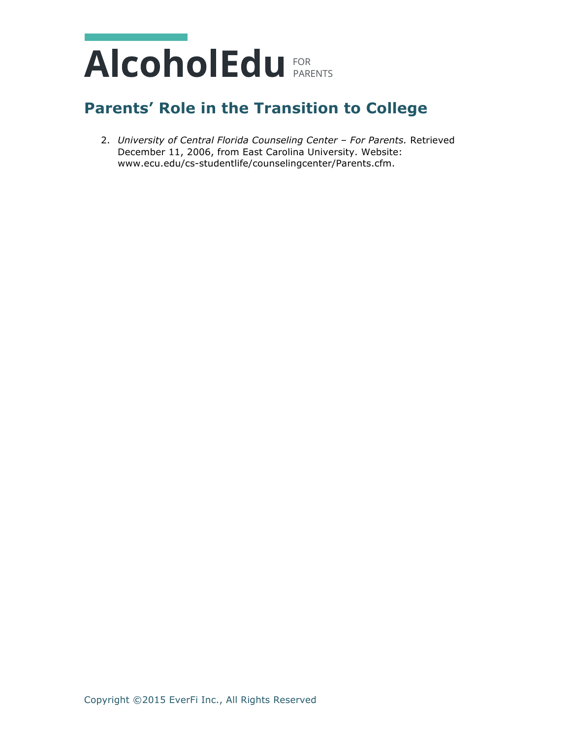2. *University of Central Florida Counseling Center – For Parents.* Retrieved December 11, 2006, from East Carolina University. Website: www.ecu.edu/cs-studentlife/counselingcenter/Parents.cfm.